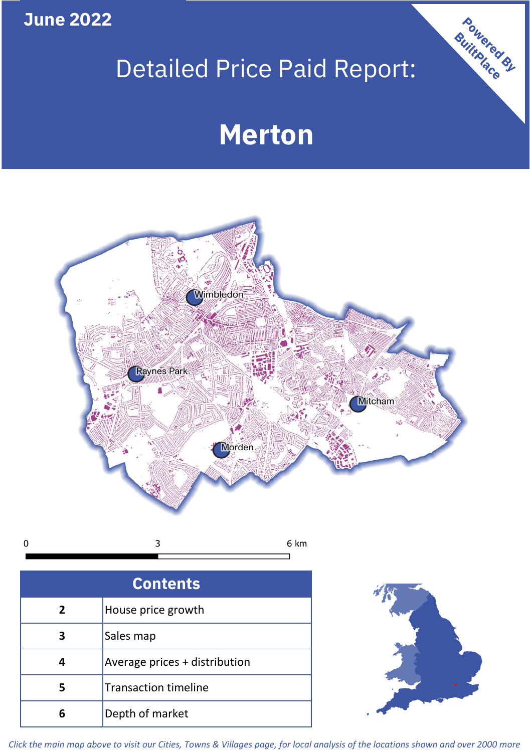**June 2022**

# Detailed Price Paid Report:

# Merton

Powered By BuiltPlace

## Contents

| | |
|---|---|
| 2 | House price growth |
| 3 | Sales map |
| 4 | Average prices + distribution |
| 5 | Transaction timeline |
| 6 | Depth of market |

*Click the main map above to visit our Cities, Towns & Villages page, for local analysis of the locations shown and over 2000 more*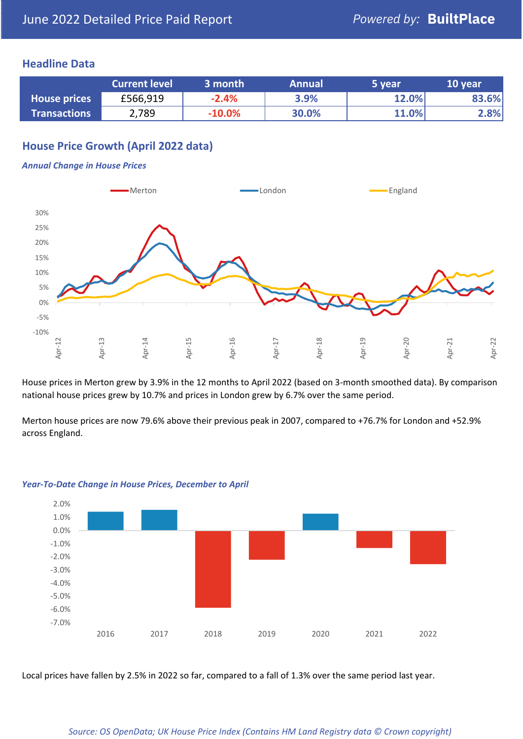June 2022 Detailed Price Paid Report — Powered by: **BuiltPlace**

## Headline Data

| | Current level | 3 month | Annual | 5 year | 10 year |
|---|---|---|---|---|---|
| **House prices** | £566,919 | -2.4% | 3.9% | 12.0% | 83.6% |
| **Transactions** | 2,789 | -10.0% | 30.0% | 11.0% | 2.8% |

## House Price Growth (April 2022 data)

***Annual Change in House Prices***

House prices in Merton grew by 3.9% in the 12 months to April 2022 (based on 3-month smoothed data). By comparison national house prices grew by 10.7% and prices in London grew by 6.7% over the same period.

Merton house prices are now 79.6% above their previous peak in 2007, compared to +76.7% for London and +52.9% across England.

***Year-To-Date Change in House Prices, December to April***

Local prices have fallen by 2.5% in 2022 so far, compared to a fall of 1.3% over the same period last year.

*Source: OS OpenData; UK House Price Index (Contains HM Land Registry data © Crown copyright)*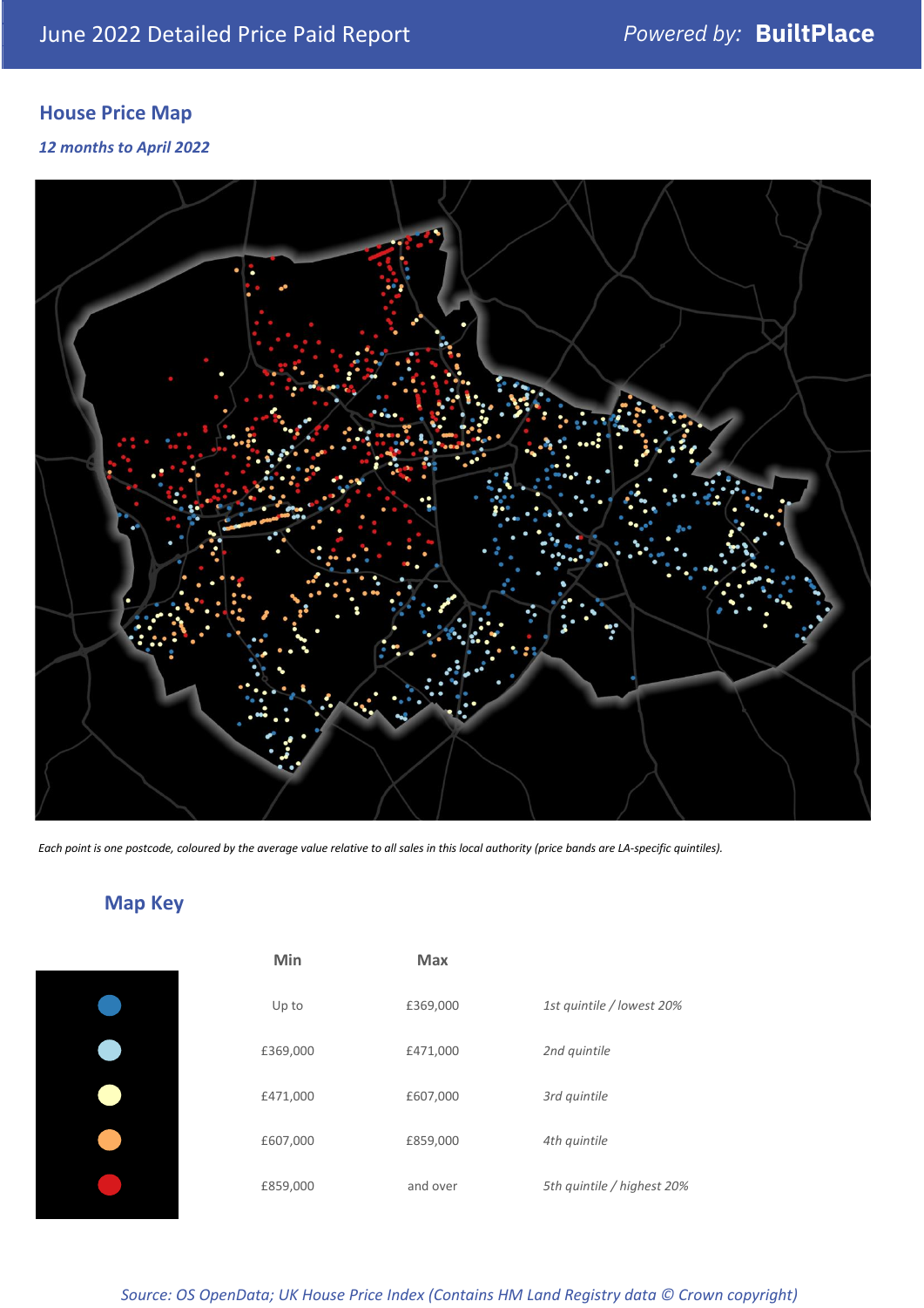June 2022 Detailed Price Paid Report

*Powered by:* **BuiltPlace**

## House Price Map

***12 months to April 2022***

*Each point is one postcode, coloured by the average value relative to all sales in this local authority (price bands are LA-specific quintiles).*

## Map Key

| | Min | Max | |
|---|---|---|---|
| | Up to | £369,000 | *1st quintile / lowest 20%* |
| | £369,000 | £471,000 | *2nd quintile* |
| | £471,000 | £607,000 | *3rd quintile* |
| | £607,000 | £859,000 | *4th quintile* |
| | £859,000 | and over | *5th quintile / highest 20%* |

*Source: OS OpenData; UK House Price Index (Contains HM Land Registry data © Crown copyright)*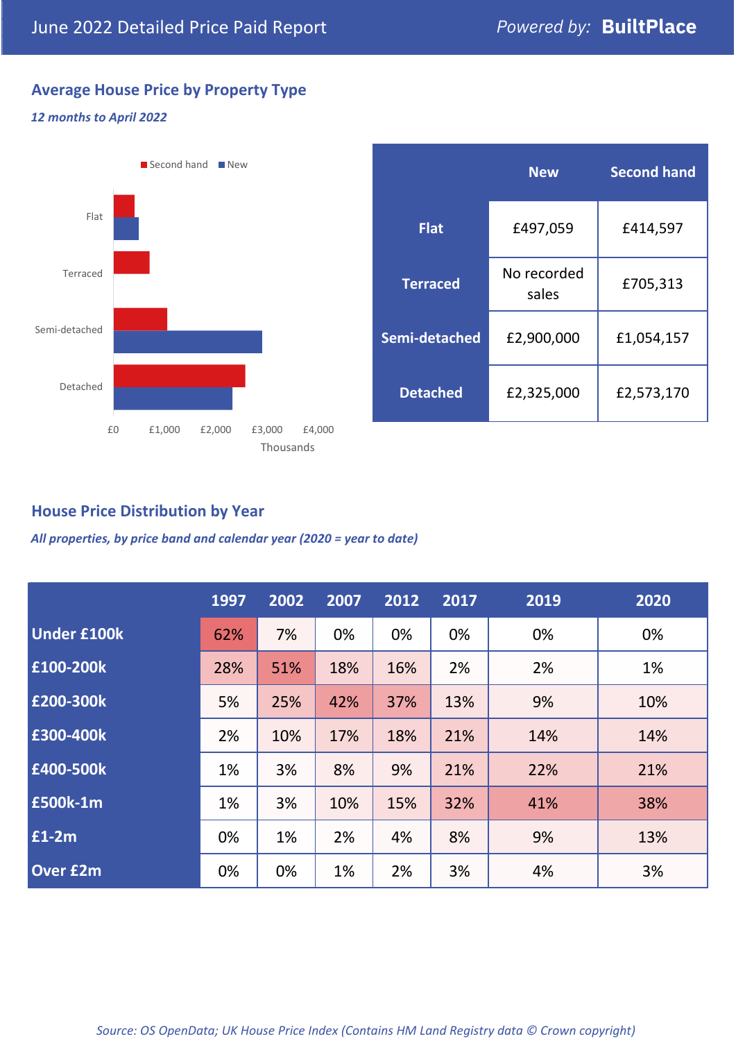June 2022 Detailed Price Paid Report

*Powered by:* **BuiltPlace**

## Average House Price by Property Type

***12 months to April 2022***

|  | New | Second hand |
|---|---|---|
| **Flat** | £497,059 | £414,597 |
| **Terraced** | No recorded sales | £705,313 |
| **Semi-detached** | £2,900,000 | £1,054,157 |
| **Detached** | £2,325,000 | £2,573,170 |

## House Price Distribution by Year

***All properties, by price band and calendar year (2020 = year to date)***

|  | 1997 | 2002 | 2007 | 2012 | 2017 | 2019 | 2020 |
|---|---|---|---|---|---|---|---|
| **Under £100k** | 62% | 7% | 0% | 0% | 0% | 0% | 0% |
| **£100-200k** | 28% | 51% | 18% | 16% | 2% | 2% | 1% |
| **£200-300k** | 5% | 25% | 42% | 37% | 13% | 9% | 10% |
| **£300-400k** | 2% | 10% | 17% | 18% | 21% | 14% | 14% |
| **£400-500k** | 1% | 3% | 8% | 9% | 21% | 22% | 21% |
| **£500k-1m** | 1% | 3% | 10% | 15% | 32% | 41% | 38% |
| **£1-2m** | 0% | 1% | 2% | 4% | 8% | 9% | 13% |
| **Over £2m** | 0% | 0% | 1% | 2% | 3% | 4% | 3% |

*Source: OS OpenData; UK House Price Index (Contains HM Land Registry data © Crown copyright)*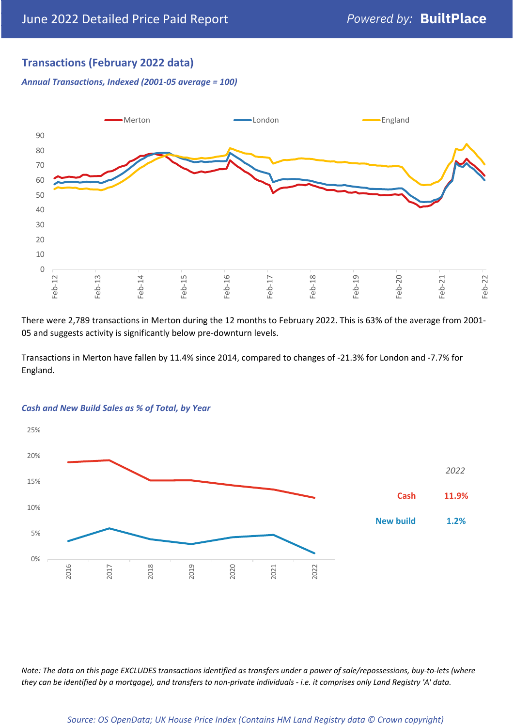## Transactions (February 2022 data)

*Annual Transactions, Indexed (2001-05 average = 100)*

There were 2,789 transactions in Merton during the 12 months to February 2022. This is 63% of the average from 2001-05 and suggests activity is significantly below pre-downturn levels.

Transactions in Merton have fallen by 11.4% since 2014, compared to changes of -21.3% for London and -7.7% for England.

*Cash and New Build Sales as % of Total, by Year*

| | *2022* |
|---|---|
| Cash | 11.9% |
| New build | 1.2% |

*Note: The data on this page EXCLUDES transactions identified as transfers under a power of sale/repossessions, buy-to-lets (where they can be identified by a mortgage), and transfers to non-private individuals - i.e. it comprises only Land Registry 'A' data.*

*Source: OS OpenData; UK House Price Index (Contains HM Land Registry data © Crown copyright)*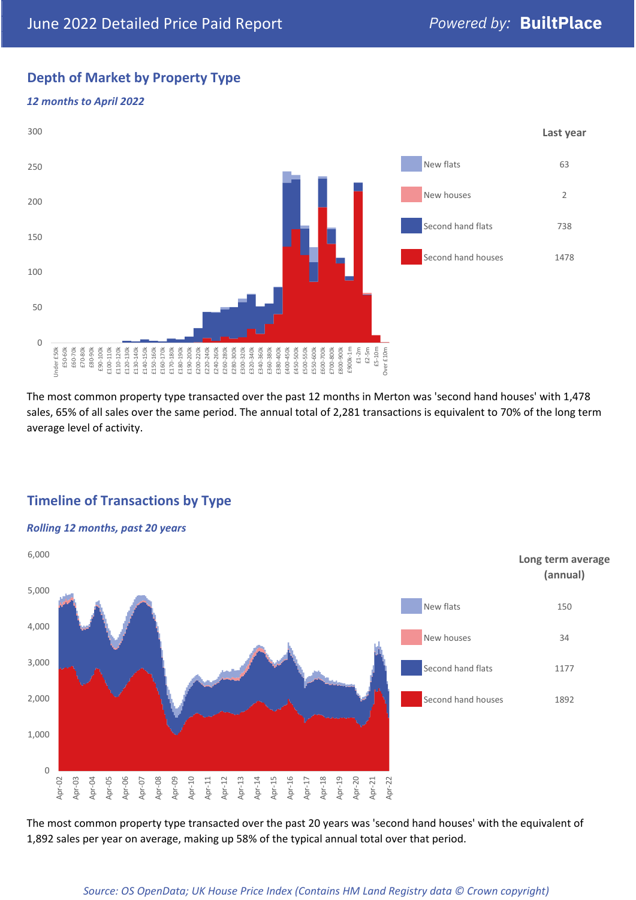# June 2022 Detailed Price Paid Report

Powered by: **BuiltPlace**

## Depth of Market by Property Type

*12 months to April 2022*

300
250
200
150
100
50
0

Under £50k, £50-60k, £60-70k, £70-80k, £80-90k, £90-100k, £100-110k, £110-120k, £120-130k, £130-140k, £140-150k, £150-160k, £160-170k, £170-180k, £180-190k, £190-200k, £200-220k, £220-240k, £240-260k, £260-280k, £280-300k, £300-320k, £320-340k, £340-360k, £360-380k, £380-400k, £400-450k, £450-500k, £500-550k, £550-600k, £600-700k, £700-800k, £800-900k, £900k-1m, £1-2m, £2-5m, £5-10m, Over £10m

Last year

New flats 63
New houses 2
Second hand flats 738
Second hand houses 1478

The most common property type transacted over the past 12 months in Merton was 'second hand houses' with 1,478 sales, 65% of all sales over the same period. The annual total of 2,281 transactions is equivalent to 70% of the long term average level of activity.

## Timeline of Transactions by Type

*Rolling 12 months, past 20 years*

6,000
5,000
4,000
3,000
2,000
1,000
0

Apr-02, Apr-03, Apr-04, Apr-05, Apr-06, Apr-07, Apr-08, Apr-09, Apr-10, Apr-11, Apr-12, Apr-13, Apr-14, Apr-15, Apr-16, Apr-17, Apr-18, Apr-19, Apr-20, Apr-21, Apr-22

Long term average (annual)

New flats 150
New houses 34
Second hand flats 1177
Second hand houses 1892

The most common property type transacted over the past 20 years was 'second hand houses' with the equivalent of 1,892 sales per year on average, making up 58% of the typical annual total over that period.

*Source: OS OpenData; UK House Price Index (Contains HM Land Registry data © Crown copyright)*